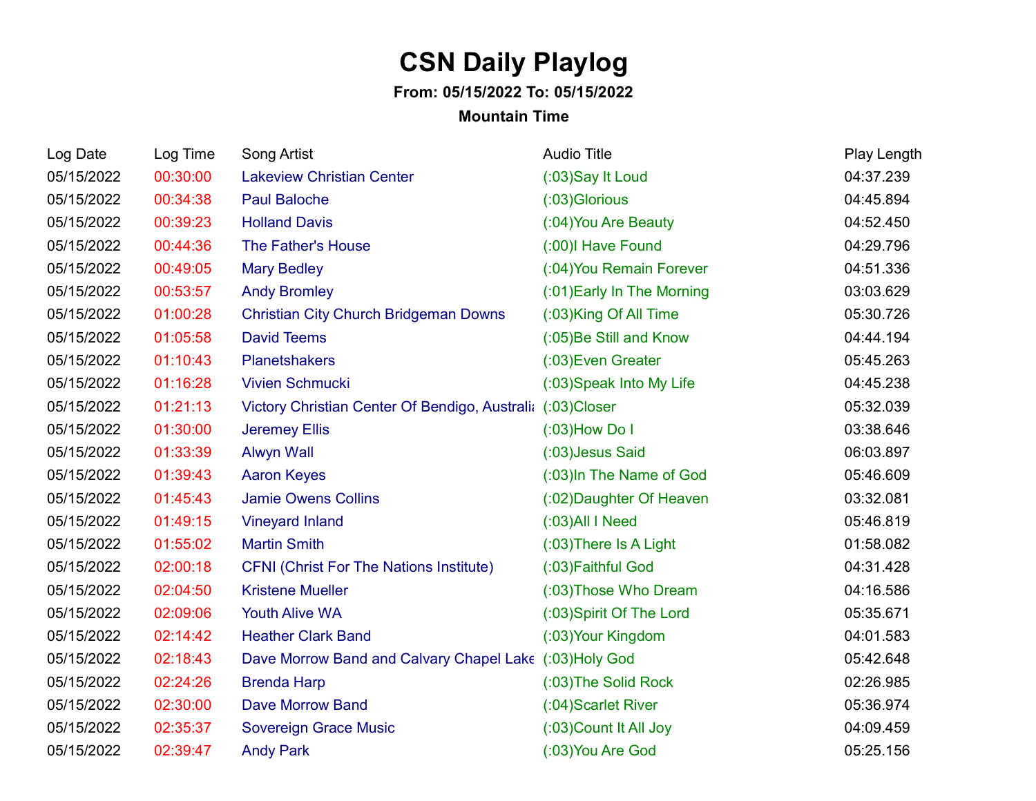# CSN Daily Playlog

**From: 05/15/2022 To: 05/15/2022**

**Mountain Time**

| Log Date | Log Time | Song Artist | Audio Title | Play Length |
|---|---|---|---|---|
| 05/15/2022 | 00:30:00 | Lakeview Christian Center | (:03)Say It Loud | 04:37.239 |
| 05/15/2022 | 00:34:38 | Paul Baloche | (:03)Glorious | 04:45.894 |
| 05/15/2022 | 00:39:23 | Holland Davis | (:04)You Are Beauty | 04:52.450 |
| 05/15/2022 | 00:44:36 | The Father's House | (:00)I Have Found | 04:29.796 |
| 05/15/2022 | 00:49:05 | Mary Bedley | (:04)You Remain Forever | 04:51.336 |
| 05/15/2022 | 00:53:57 | Andy Bromley | (:01)Early In The Morning | 03:03.629 |
| 05/15/2022 | 01:00:28 | Christian City Church Bridgeman Downs | (:03)King Of All Time | 05:30.726 |
| 05/15/2022 | 01:05:58 | David Teems | (:05)Be Still and Know | 04:44.194 |
| 05/15/2022 | 01:10:43 | Planetshakers | (:03)Even Greater | 05:45.263 |
| 05/15/2022 | 01:16:28 | Vivien Schmucki | (:03)Speak Into My Life | 04:45.238 |
| 05/15/2022 | 01:21:13 | Victory Christian Center Of Bendigo, Australia | (:03)Closer | 05:32.039 |
| 05/15/2022 | 01:30:00 | Jeremey Ellis | (:03)How Do I | 03:38.646 |
| 05/15/2022 | 01:33:39 | Alwyn Wall | (:03)Jesus Said | 06:03.897 |
| 05/15/2022 | 01:39:43 | Aaron Keyes | (:03)In The Name of God | 05:46.609 |
| 05/15/2022 | 01:45:43 | Jamie Owens Collins | (:02)Daughter Of Heaven | 03:32.081 |
| 05/15/2022 | 01:49:15 | Vineyard Inland | (:03)All I Need | 05:46.819 |
| 05/15/2022 | 01:55:02 | Martin Smith | (:03)There Is A Light | 01:58.082 |
| 05/15/2022 | 02:00:18 | CFNI (Christ For The Nations Institute) | (:03)Faithful God | 04:31.428 |
| 05/15/2022 | 02:04:50 | Kristene Mueller | (:03)Those Who Dream | 04:16.586 |
| 05/15/2022 | 02:09:06 | Youth Alive WA | (:03)Spirit Of The Lord | 05:35.671 |
| 05/15/2022 | 02:14:42 | Heather Clark Band | (:03)Your Kingdom | 04:01.583 |
| 05/15/2022 | 02:18:43 | Dave Morrow Band and Calvary Chapel Lake | (:03)Holy God | 05:42.648 |
| 05/15/2022 | 02:24:26 | Brenda Harp | (:03)The Solid Rock | 02:26.985 |
| 05/15/2022 | 02:30:00 | Dave Morrow Band | (:04)Scarlet River | 05:36.974 |
| 05/15/2022 | 02:35:37 | Sovereign Grace Music | (:03)Count It All Joy | 04:09.459 |
| 05/15/2022 | 02:39:47 | Andy Park | (:03)You Are God | 05:25.156 |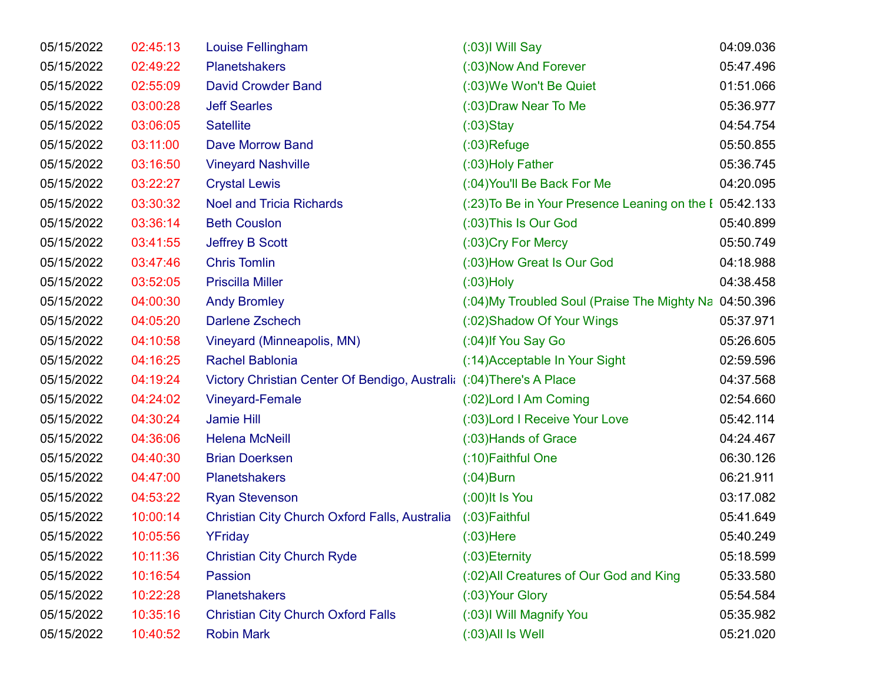| | | | | |
|---|---|---|---|---|
| 05/15/2022 | 02:45:13 | Louise Fellingham | (:03)I Will Say | 04:09.036 |
| 05/15/2022 | 02:49:22 | Planetshakers | (:03)Now And Forever | 05:47.496 |
| 05/15/2022 | 02:55:09 | David Crowder Band | (:03)We Won't Be Quiet | 01:51.066 |
| 05/15/2022 | 03:00:28 | Jeff Searles | (:03)Draw Near To Me | 05:36.977 |
| 05/15/2022 | 03:06:05 | Satellite | (:03)Stay | 04:54.754 |
| 05/15/2022 | 03:11:00 | Dave Morrow Band | (:03)Refuge | 05:50.855 |
| 05/15/2022 | 03:16:50 | Vineyard Nashville | (:03)Holy Father | 05:36.745 |
| 05/15/2022 | 03:22:27 | Crystal Lewis | (:04)You'll Be Back For Me | 04:20.095 |
| 05/15/2022 | 03:30:32 | Noel and Tricia Richards | (:23)To Be in Your Presence Leaning on the E | 05:42.133 |
| 05/15/2022 | 03:36:14 | Beth Couslon | (:03)This Is Our God | 05:40.899 |
| 05/15/2022 | 03:41:55 | Jeffrey B Scott | (:03)Cry For Mercy | 05:50.749 |
| 05/15/2022 | 03:47:46 | Chris Tomlin | (:03)How Great Is Our God | 04:18.988 |
| 05/15/2022 | 03:52:05 | Priscilla Miller | (:03)Holy | 04:38.458 |
| 05/15/2022 | 04:00:30 | Andy Bromley | (:04)My Troubled Soul (Praise The Mighty Na | 04:50.396 |
| 05/15/2022 | 04:05:20 | Darlene Zschech | (:02)Shadow Of Your Wings | 05:37.971 |
| 05/15/2022 | 04:10:58 | Vineyard (Minneapolis, MN) | (:04)If You Say Go | 05:26.605 |
| 05/15/2022 | 04:16:25 | Rachel Bablonia | (:14)Acceptable In Your Sight | 02:59.596 |
| 05/15/2022 | 04:19:24 | Victory Christian Center Of Bendigo, Australia | (:04)There's A Place | 04:37.568 |
| 05/15/2022 | 04:24:02 | Vineyard-Female | (:02)Lord I Am Coming | 02:54.660 |
| 05/15/2022 | 04:30:24 | Jamie Hill | (:03)Lord I Receive Your Love | 05:42.114 |
| 05/15/2022 | 04:36:06 | Helena McNeill | (:03)Hands of Grace | 04:24.467 |
| 05/15/2022 | 04:40:30 | Brian Doerksen | (:10)Faithful One | 06:30.126 |
| 05/15/2022 | 04:47:00 | Planetshakers | (:04)Burn | 06:21.911 |
| 05/15/2022 | 04:53:22 | Ryan Stevenson | (:00)It Is You | 03:17.082 |
| 05/15/2022 | 10:00:14 | Christian City Church Oxford Falls, Australia | (:03)Faithful | 05:41.649 |
| 05/15/2022 | 10:05:56 | YFriday | (:03)Here | 05:40.249 |
| 05/15/2022 | 10:11:36 | Christian City Church Ryde | (:03)Eternity | 05:18.599 |
| 05/15/2022 | 10:16:54 | Passion | (:02)All Creatures of Our God and King | 05:33.580 |
| 05/15/2022 | 10:22:28 | Planetshakers | (:03)Your Glory | 05:54.584 |
| 05/15/2022 | 10:35:16 | Christian City Church Oxford Falls | (:03)I Will Magnify You | 05:35.982 |
| 05/15/2022 | 10:40:52 | Robin Mark | (:03)All Is Well | 05:21.020 |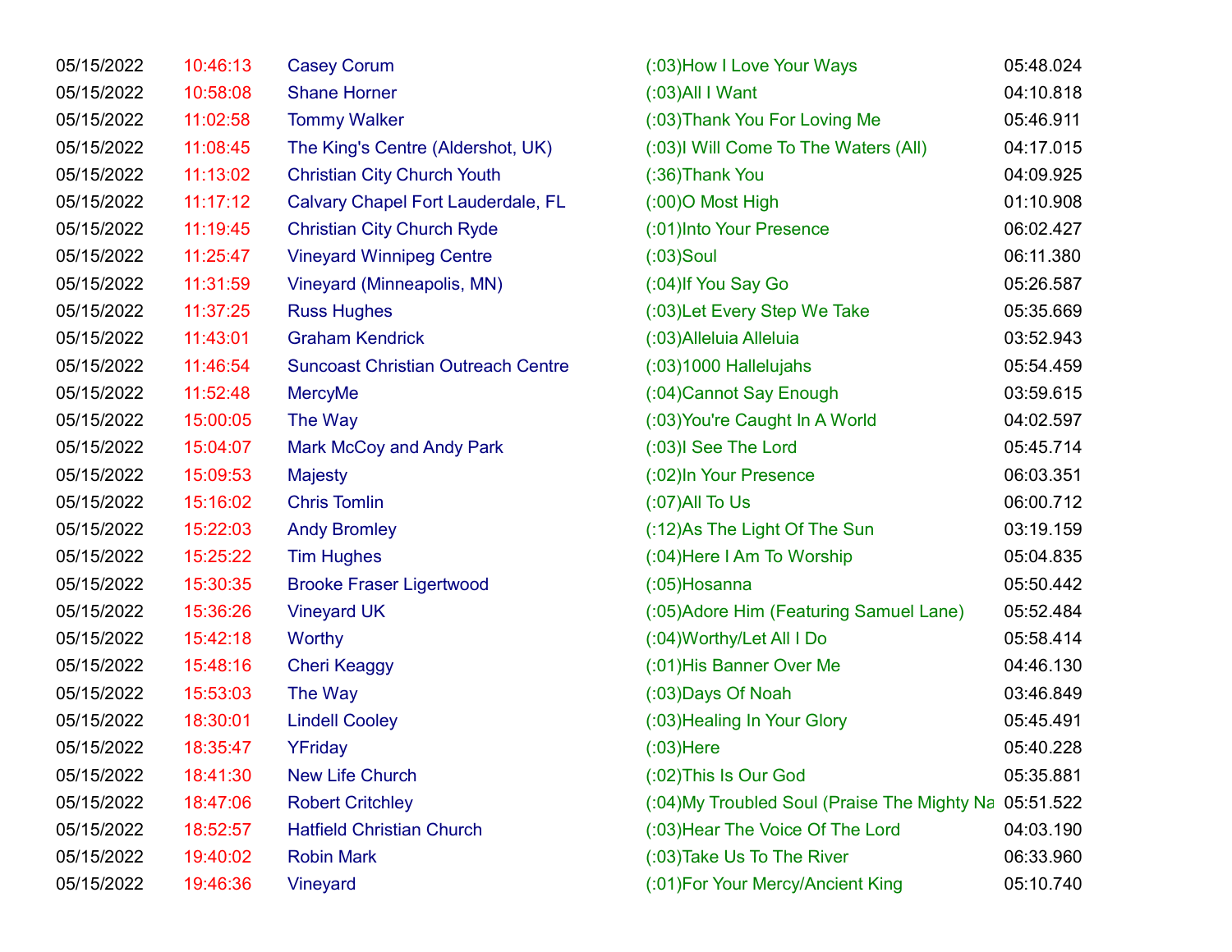| | | | | |
|---|---|---|---|---|
| 05/15/2022 | 10:46:13 | Casey Corum | (:03)How I Love Your Ways | 05:48.024 |
| 05/15/2022 | 10:58:08 | Shane Horner | (:03)All I Want | 04:10.818 |
| 05/15/2022 | 11:02:58 | Tommy Walker | (:03)Thank You For Loving Me | 05:46.911 |
| 05/15/2022 | 11:08:45 | The King's Centre (Aldershot, UK) | (:03)I Will Come To The Waters (All) | 04:17.015 |
| 05/15/2022 | 11:13:02 | Christian City Church Youth | (:36)Thank You | 04:09.925 |
| 05/15/2022 | 11:17:12 | Calvary Chapel Fort Lauderdale, FL | (:00)O Most High | 01:10.908 |
| 05/15/2022 | 11:19:45 | Christian City Church Ryde | (:01)Into Your Presence | 06:02.427 |
| 05/15/2022 | 11:25:47 | Vineyard Winnipeg Centre | (:03)Soul | 06:11.380 |
| 05/15/2022 | 11:31:59 | Vineyard (Minneapolis, MN) | (:04)If You Say Go | 05:26.587 |
| 05/15/2022 | 11:37:25 | Russ Hughes | (:03)Let Every Step We Take | 05:35.669 |
| 05/15/2022 | 11:43:01 | Graham Kendrick | (:03)Alleluia Alleluia | 03:52.943 |
| 05/15/2022 | 11:46:54 | Suncoast Christian Outreach Centre | (:03)1000 Hallelujahs | 05:54.459 |
| 05/15/2022 | 11:52:48 | MercyMe | (:04)Cannot Say Enough | 03:59.615 |
| 05/15/2022 | 15:00:05 | The Way | (:03)You're Caught In A World | 04:02.597 |
| 05/15/2022 | 15:04:07 | Mark McCoy and Andy Park | (:03)I See The Lord | 05:45.714 |
| 05/15/2022 | 15:09:53 | Majesty | (:02)In Your Presence | 06:03.351 |
| 05/15/2022 | 15:16:02 | Chris Tomlin | (:07)All To Us | 06:00.712 |
| 05/15/2022 | 15:22:03 | Andy Bromley | (:12)As The Light Of The Sun | 03:19.159 |
| 05/15/2022 | 15:25:22 | Tim Hughes | (:04)Here I Am To Worship | 05:04.835 |
| 05/15/2022 | 15:30:35 | Brooke Fraser Ligertwood | (:05)Hosanna | 05:50.442 |
| 05/15/2022 | 15:36:26 | Vineyard UK | (:05)Adore Him (Featuring Samuel Lane) | 05:52.484 |
| 05/15/2022 | 15:42:18 | Worthy | (:04)Worthy/Let All I Do | 05:58.414 |
| 05/15/2022 | 15:48:16 | Cheri Keaggy | (:01)His Banner Over Me | 04:46.130 |
| 05/15/2022 | 15:53:03 | The Way | (:03)Days Of Noah | 03:46.849 |
| 05/15/2022 | 18:30:01 | Lindell Cooley | (:03)Healing In Your Glory | 05:45.491 |
| 05/15/2022 | 18:35:47 | YFriday | (:03)Here | 05:40.228 |
| 05/15/2022 | 18:41:30 | New Life Church | (:02)This Is Our God | 05:35.881 |
| 05/15/2022 | 18:47:06 | Robert Critchley | (:04)My Troubled Soul (Praise The Mighty Na | 05:51.522 |
| 05/15/2022 | 18:52:57 | Hatfield Christian Church | (:03)Hear The Voice Of The Lord | 04:03.190 |
| 05/15/2022 | 19:40:02 | Robin Mark | (:03)Take Us To The River | 06:33.960 |
| 05/15/2022 | 19:46:36 | Vineyard | (:01)For Your Mercy/Ancient King | 05:10.740 |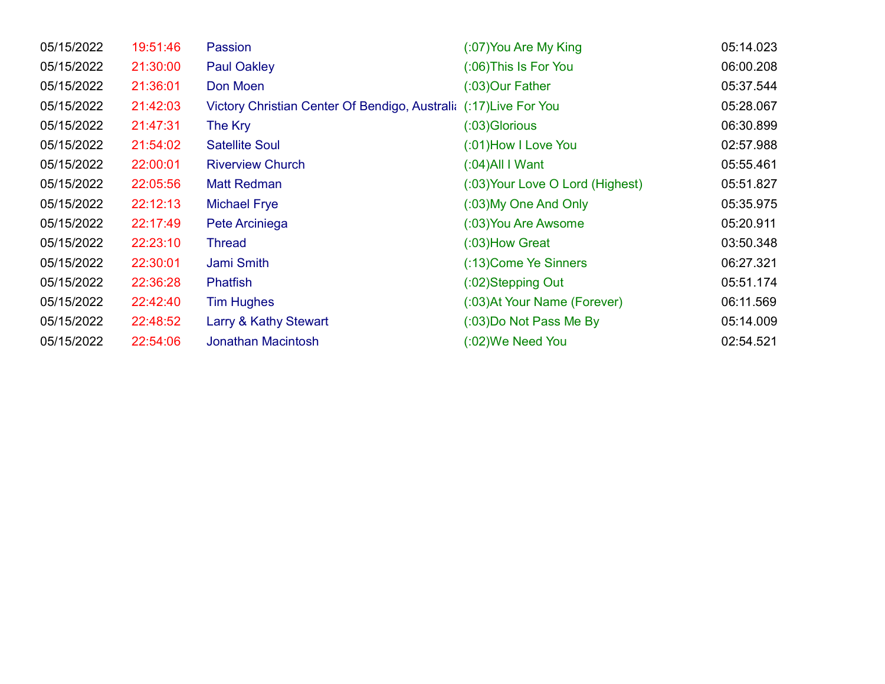| | | | | |
|---|---|---|---|---|
| 05/15/2022 | 19:51:46 | Passion | (:07)You Are My King | 05:14.023 |
| 05/15/2022 | 21:30:00 | Paul Oakley | (:06)This Is For You | 06:00.208 |
| 05/15/2022 | 21:36:01 | Don Moen | (:03)Our Father | 05:37.544 |
| 05/15/2022 | 21:42:03 | Victory Christian Center Of Bendigo, Australia | (:17)Live For You | 05:28.067 |
| 05/15/2022 | 21:47:31 | The Kry | (:03)Glorious | 06:30.899 |
| 05/15/2022 | 21:54:02 | Satellite Soul | (:01)How I Love You | 02:57.988 |
| 05/15/2022 | 22:00:01 | Riverview Church | (:04)All I Want | 05:55.461 |
| 05/15/2022 | 22:05:56 | Matt Redman | (:03)Your Love O Lord (Highest) | 05:51.827 |
| 05/15/2022 | 22:12:13 | Michael Frye | (:03)My One And Only | 05:35.975 |
| 05/15/2022 | 22:17:49 | Pete Arciniega | (:03)You Are Awsome | 05:20.911 |
| 05/15/2022 | 22:23:10 | Thread | (:03)How Great | 03:50.348 |
| 05/15/2022 | 22:30:01 | Jami Smith | (:13)Come Ye Sinners | 06:27.321 |
| 05/15/2022 | 22:36:28 | Phatfish | (:02)Stepping Out | 05:51.174 |
| 05/15/2022 | 22:42:40 | Tim Hughes | (:03)At Your Name (Forever) | 06:11.569 |
| 05/15/2022 | 22:48:52 | Larry & Kathy Stewart | (:03)Do Not Pass Me By | 05:14.009 |
| 05/15/2022 | 22:54:06 | Jonathan Macintosh | (:02)We Need You | 02:54.521 |